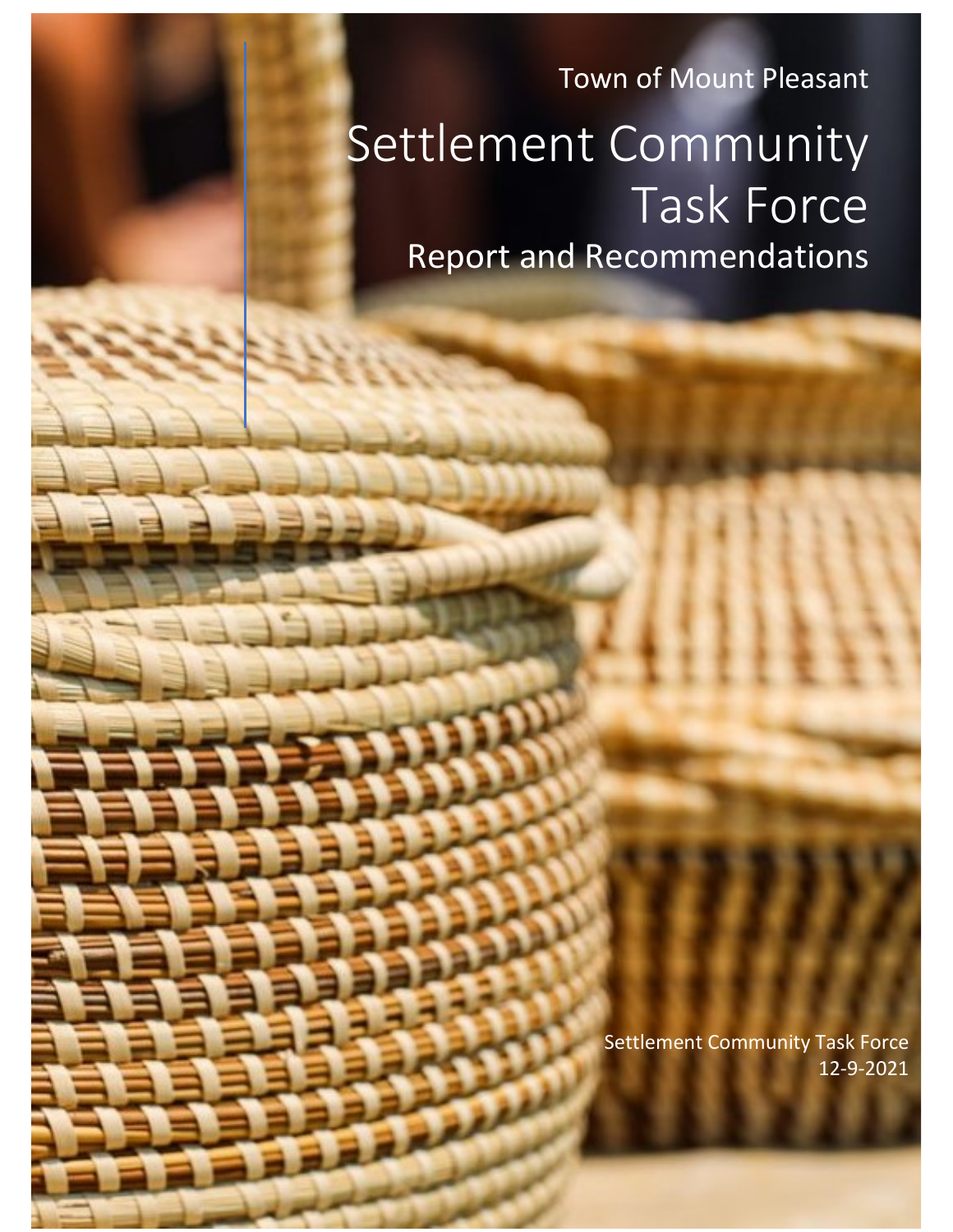Town of Mount Pleasant

# Settlement Community Task Force

## Report and Recommendations

Settlement Community Task Force

12-9-2021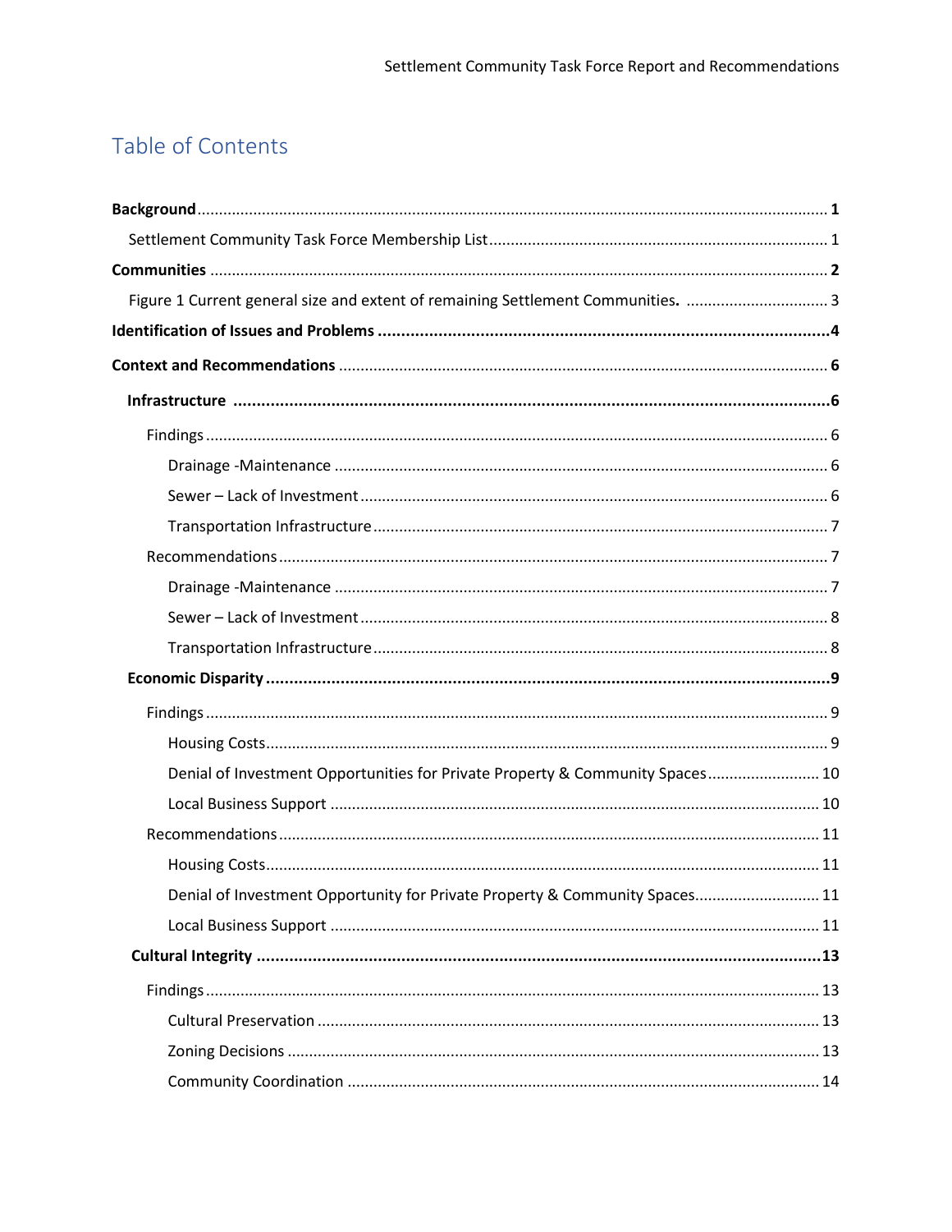# Table of Contents

**Background** ... **1**

Settlement Community Task Force Membership List ... 1

**Communities** ... **2**

Figure 1 Current general size and extent of remaining Settlement Communities. ... 3

**Identification of Issues and Problems** ... **4**

**Context and Recommendations** ... **6**

**Infrastructure** ... **6**

Findings ... 6

Drainage -Maintenance ... 6

Sewer – Lack of Investment ... 6

Transportation Infrastructure ... 7

Recommendations ... 7

Drainage -Maintenance ... 7

Sewer – Lack of Investment ... 8

Transportation Infrastructure ... 8

**Economic Disparity** ... **9**

Findings ... 9

Housing Costs ... 9

Denial of Investment Opportunities for Private Property & Community Spaces ... 10

Local Business Support ... 10

Recommendations ... 11

Housing Costs ... 11

Denial of Investment Opportunity for Private Property & Community Spaces ... 11

Local Business Support ... 11

**Cultural Integrity** ... **13**

Findings ... 13

Cultural Preservation ... 13

Zoning Decisions ... 13

Community Coordination ... 14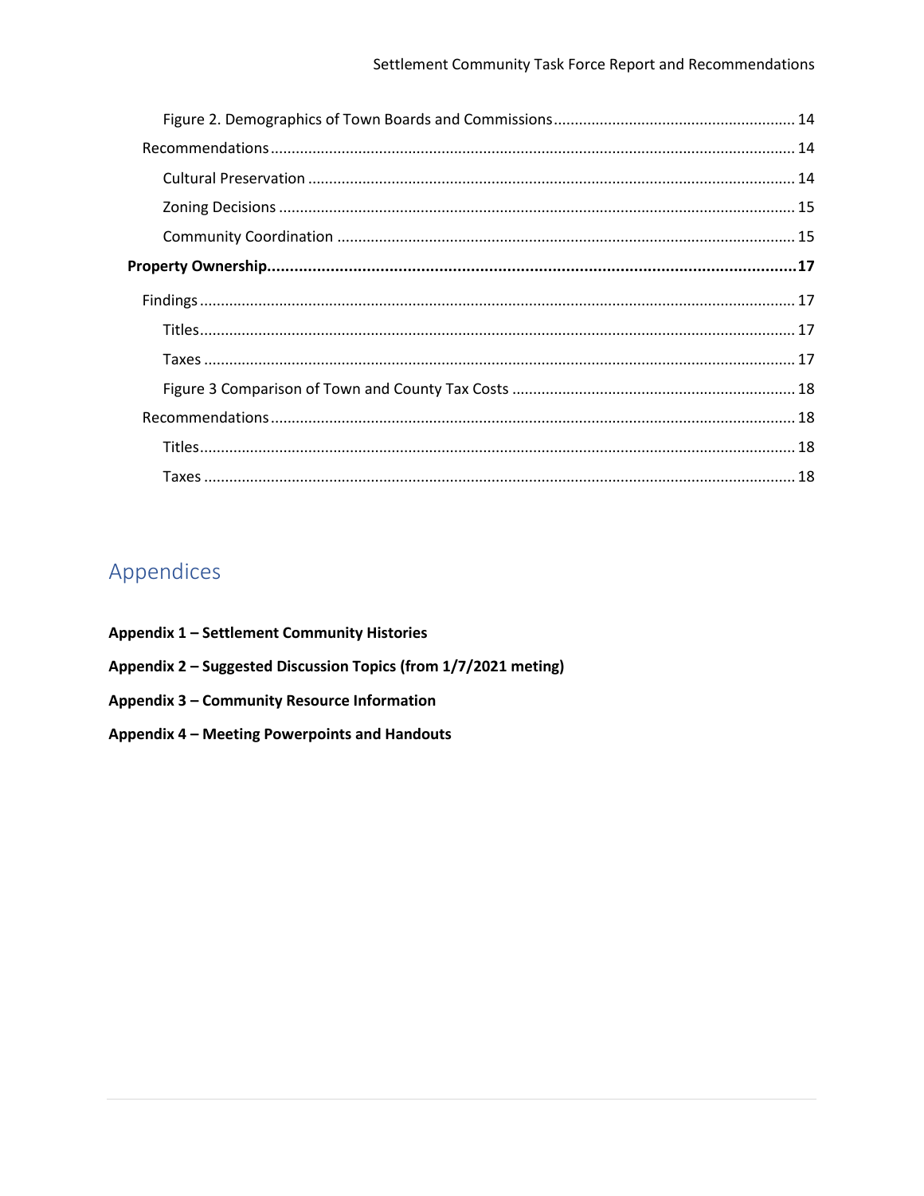Figure 2. Demographics of Town Boards and Commissions ........................................................ 14

Recommendations ............................................................................................................ 14

Cultural Preservation .................................................................................................. 14

Zoning Decisions ......................................................................................................... 15

Community Coordination ........................................................................................... 15

**Property Ownership...................................................................................................................17**

Findings ........................................................................................................................... 17

Titles............................................................................................................................ 17

Taxes ........................................................................................................................... 17

Figure 3 Comparison of Town and County Tax Costs .................................................. 18

Recommendations ............................................................................................................ 18

Titles............................................................................................................................ 18

Taxes ........................................................................................................................... 18

## Appendices

**Appendix 1 – Settlement Community Histories**

**Appendix 2 – Suggested Discussion Topics (from 1/7/2021 meting)**

**Appendix 3 – Community Resource Information**

**Appendix 4 – Meeting Powerpoints and Handouts**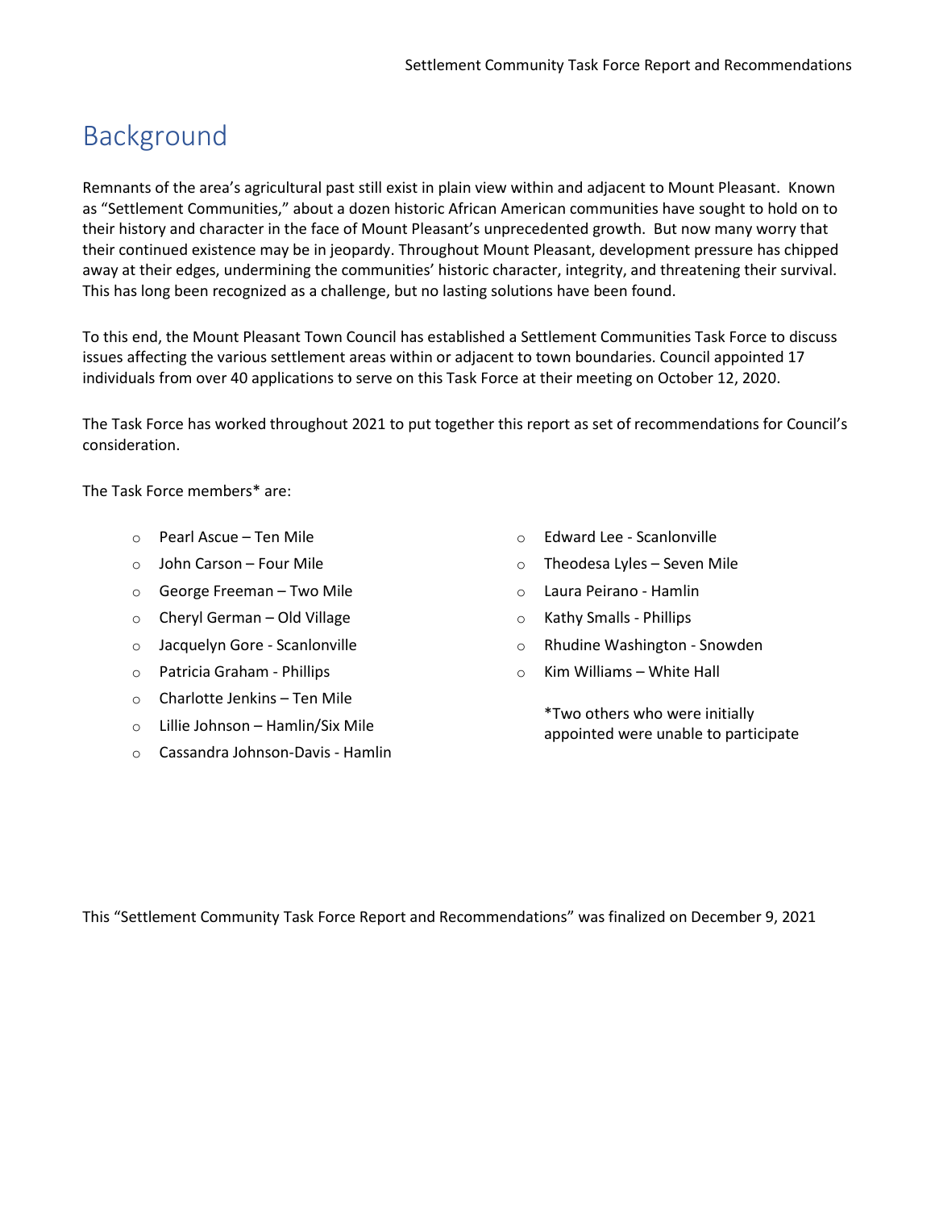# Background

Remnants of the area's agricultural past still exist in plain view within and adjacent to Mount Pleasant. Known as "Settlement Communities," about a dozen historic African American communities have sought to hold on to their history and character in the face of Mount Pleasant's unprecedented growth. But now many worry that their continued existence may be in jeopardy. Throughout Mount Pleasant, development pressure has chipped away at their edges, undermining the communities' historic character, integrity, and threatening their survival. This has long been recognized as a challenge, but no lasting solutions have been found.

To this end, the Mount Pleasant Town Council has established a Settlement Communities Task Force to discuss issues affecting the various settlement areas within or adjacent to town boundaries. Council appointed 17 individuals from over 40 applications to serve on this Task Force at their meeting on October 12, 2020.

The Task Force has worked throughout 2021 to put together this report as set of recommendations for Council's consideration.

The Task Force members* are:

- Pearl Ascue – Ten Mile
- John Carson – Four Mile
- George Freeman – Two Mile
- Cheryl German – Old Village
- Jacquelyn Gore - Scanlonville
- Patricia Graham - Phillips
- Charlotte Jenkins – Ten Mile
- Lillie Johnson – Hamlin/Six Mile
- Cassandra Johnson-Davis - Hamlin
- Edward Lee - Scanlonville
- Theodesa Lyles – Seven Mile
- Laura Peirano - Hamlin
- Kathy Smalls - Phillips
- Rhudine Washington - Snowden
- Kim Williams – White Hall

*Two others who were initially appointed were unable to participate

This "Settlement Community Task Force Report and Recommendations" was finalized on December 9, 2021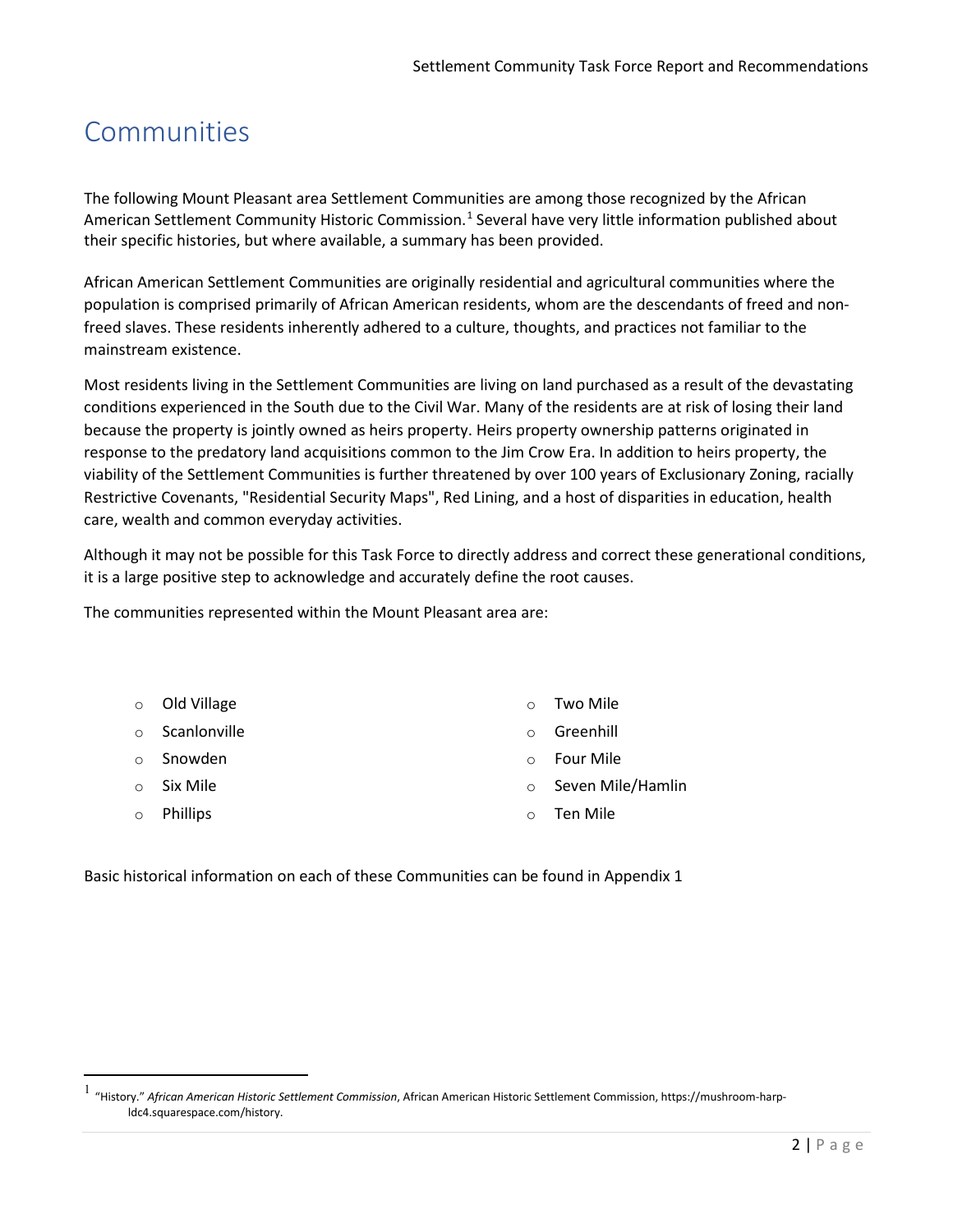# Communities

The following Mount Pleasant area Settlement Communities are among those recognized by the African American Settlement Community Historic Commission.[1] Several have very little information published about their specific histories, but where available, a summary has been provided.

African American Settlement Communities are originally residential and agricultural communities where the population is comprised primarily of African American residents, whom are the descendants of freed and non-freed slaves. These residents inherently adhered to a culture, thoughts, and practices not familiar to the mainstream existence.

Most residents living in the Settlement Communities are living on land purchased as a result of the devastating conditions experienced in the South due to the Civil War. Many of the residents are at risk of losing their land because the property is jointly owned as heirs property. Heirs property ownership patterns originated in response to the predatory land acquisitions common to the Jim Crow Era. In addition to heirs property, the viability of the Settlement Communities is further threatened by over 100 years of Exclusionary Zoning, racially Restrictive Covenants, "Residential Security Maps", Red Lining, and a host of disparities in education, health care, wealth and common everyday activities.

Although it may not be possible for this Task Force to directly address and correct these generational conditions, it is a large positive step to acknowledge and accurately define the root causes.

The communities represented within the Mount Pleasant area are:

- Old Village
- Scanlonville
- Snowden
- Six Mile
- Phillips
- Two Mile
- Greenhill
- Four Mile
- Seven Mile/Hamlin
- Ten Mile

Basic historical information on each of these Communities can be found in Appendix 1

[1] "History." *African American Historic Settlement Commission*, African American Historic Settlement Commission, https://mushroom-harp-ldc4.squarespace.com/history.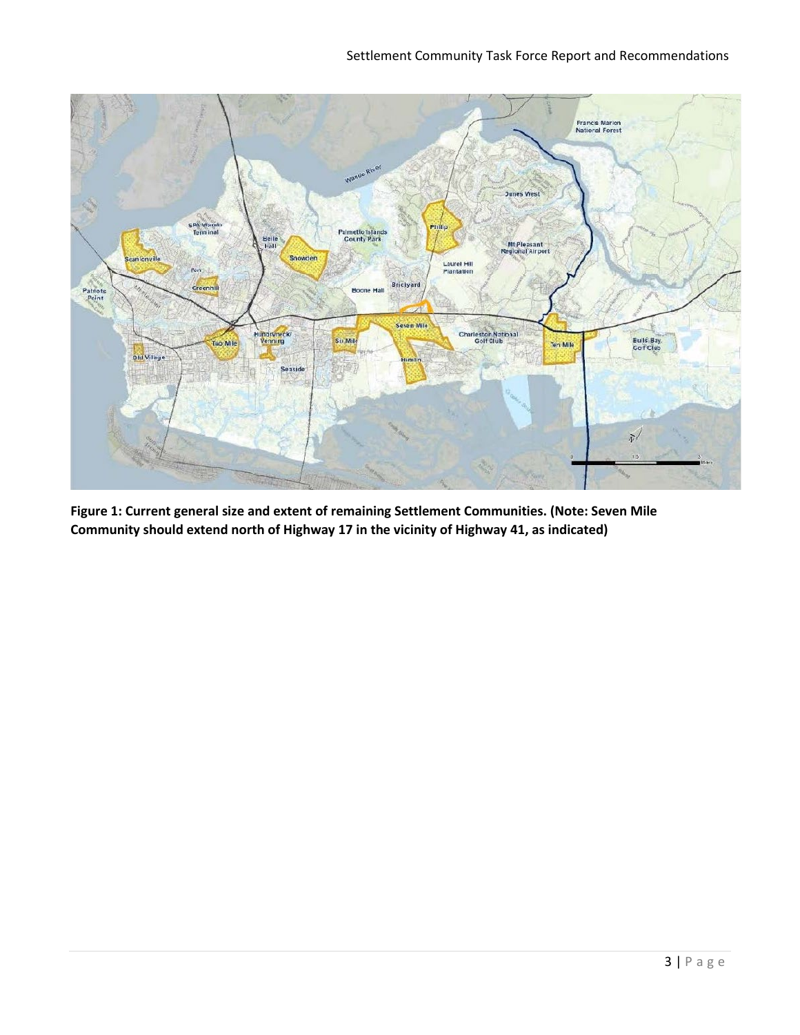**Figure 1: Current general size and extent of remaining Settlement Communities. (Note: Seven Mile Community should extend north of Highway 17 in the vicinity of Highway 41, as indicated)**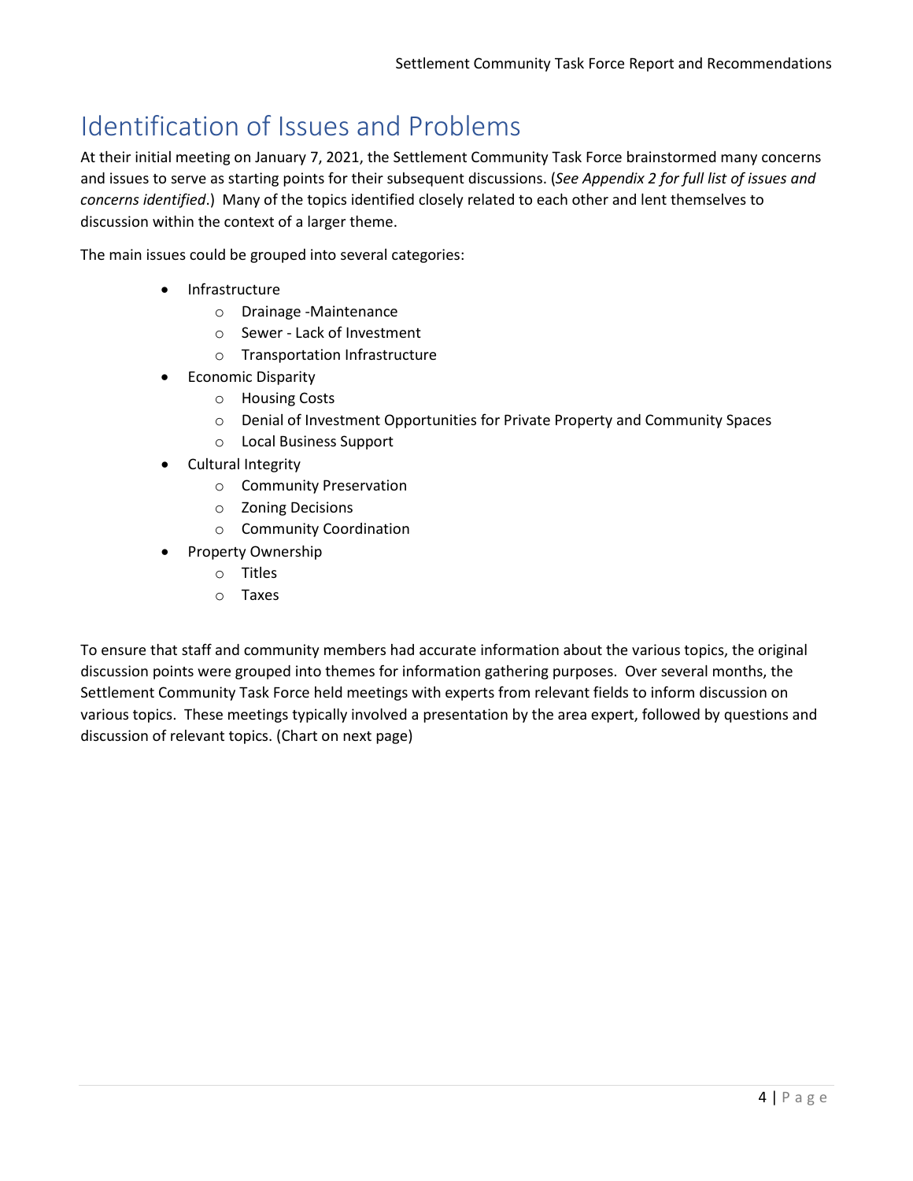# Identification of Issues and Problems

At their initial meeting on January 7, 2021, the Settlement Community Task Force brainstormed many concerns and issues to serve as starting points for their subsequent discussions. (*See Appendix 2 for full list of issues and concerns identified*.) Many of the topics identified closely related to each other and lent themselves to discussion within the context of a larger theme.

The main issues could be grouped into several categories:

- Infrastructure
  - Drainage -Maintenance
  - Sewer - Lack of Investment
  - Transportation Infrastructure
- Economic Disparity
  - Housing Costs
  - Denial of Investment Opportunities for Private Property and Community Spaces
  - Local Business Support
- Cultural Integrity
  - Community Preservation
  - Zoning Decisions
  - Community Coordination
- Property Ownership
  - Titles
  - Taxes

To ensure that staff and community members had accurate information about the various topics, the original discussion points were grouped into themes for information gathering purposes. Over several months, the Settlement Community Task Force held meetings with experts from relevant fields to inform discussion on various topics. These meetings typically involved a presentation by the area expert, followed by questions and discussion of relevant topics. (Chart on next page)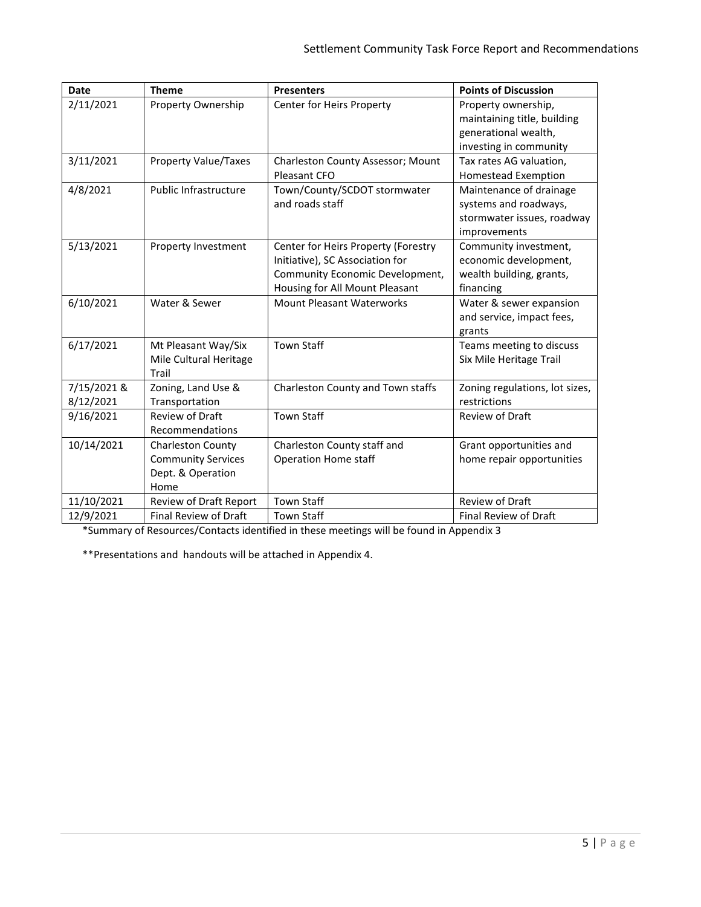| Date | Theme | Presenters | Points of Discussion |
|---|---|---|---|
| 2/11/2021 | Property Ownership | Center for Heirs Property | Property ownership, maintaining title, building generational wealth, investing in community |
| 3/11/2021 | Property Value/Taxes | Charleston County Assessor; Mount Pleasant CFO | Tax rates AG valuation, Homestead Exemption |
| 4/8/2021 | Public Infrastructure | Town/County/SCDOT stormwater and roads staff | Maintenance of drainage systems and roadways, stormwater issues, roadway improvements |
| 5/13/2021 | Property Investment | Center for Heirs Property (Forestry Initiative), SC Association for Community Economic Development, Housing for All Mount Pleasant | Community investment, economic development, wealth building, grants, financing |
| 6/10/2021 | Water & Sewer | Mount Pleasant Waterworks | Water & sewer expansion and service, impact fees, grants |
| 6/17/2021 | Mt Pleasant Way/Six Mile Cultural Heritage Trail | Town Staff | Teams meeting to discuss Six Mile Heritage Trail |
| 7/15/2021 & 8/12/2021 | Zoning, Land Use & Transportation | Charleston County and Town staffs | Zoning regulations, lot sizes, restrictions |
| 9/16/2021 | Review of Draft Recommendations | Town Staff | Review of Draft |
| 10/14/2021 | Charleston County Community Services Dept. & Operation Home | Charleston County staff and Operation Home staff | Grant opportunities and home repair opportunities |
| 11/10/2021 | Review of Draft Report | Town Staff | Review of Draft |
| 12/9/2021 | Final Review of Draft | Town Staff | Final Review of Draft |

*Summary of Resources/Contacts identified in these meetings will be found in Appendix 3

**Presentations and handouts will be attached in Appendix 4.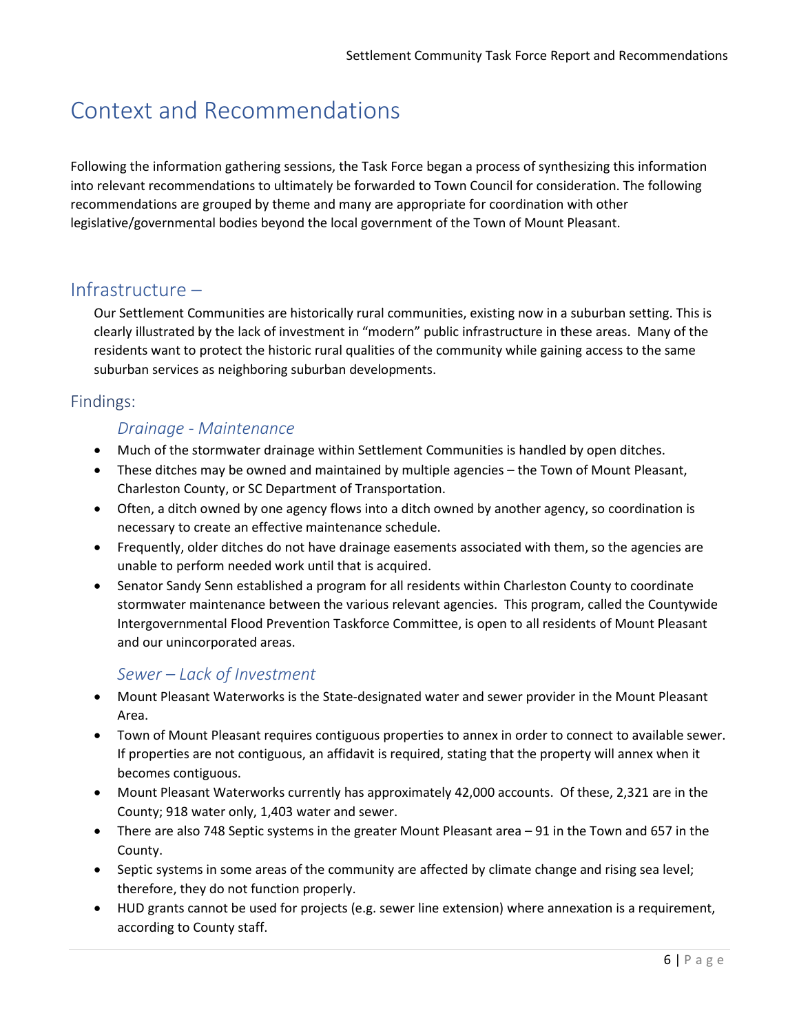# Context and Recommendations

Following the information gathering sessions, the Task Force began a process of synthesizing this information into relevant recommendations to ultimately be forwarded to Town Council for consideration. The following recommendations are grouped by theme and many are appropriate for coordination with other legislative/governmental bodies beyond the local government of the Town of Mount Pleasant.

## Infrastructure –

Our Settlement Communities are historically rural communities, existing now in a suburban setting. This is clearly illustrated by the lack of investment in "modern" public infrastructure in these areas. Many of the residents want to protect the historic rural qualities of the community while gaining access to the same suburban services as neighboring suburban developments.

## Findings:

### *Drainage - Maintenance*

- Much of the stormwater drainage within Settlement Communities is handled by open ditches.
- These ditches may be owned and maintained by multiple agencies – the Town of Mount Pleasant, Charleston County, or SC Department of Transportation.
- Often, a ditch owned by one agency flows into a ditch owned by another agency, so coordination is necessary to create an effective maintenance schedule.
- Frequently, older ditches do not have drainage easements associated with them, so the agencies are unable to perform needed work until that is acquired.
- Senator Sandy Senn established a program for all residents within Charleston County to coordinate stormwater maintenance between the various relevant agencies. This program, called the Countywide Intergovernmental Flood Prevention Taskforce Committee, is open to all residents of Mount Pleasant and our unincorporated areas.

### *Sewer – Lack of Investment*

- Mount Pleasant Waterworks is the State-designated water and sewer provider in the Mount Pleasant Area.
- Town of Mount Pleasant requires contiguous properties to annex in order to connect to available sewer. If properties are not contiguous, an affidavit is required, stating that the property will annex when it becomes contiguous.
- Mount Pleasant Waterworks currently has approximately 42,000 accounts. Of these, 2,321 are in the County; 918 water only, 1,403 water and sewer.
- There are also 748 Septic systems in the greater Mount Pleasant area – 91 in the Town and 657 in the County.
- Septic systems in some areas of the community are affected by climate change and rising sea level; therefore, they do not function properly.
- HUD grants cannot be used for projects (e.g. sewer line extension) where annexation is a requirement, according to County staff.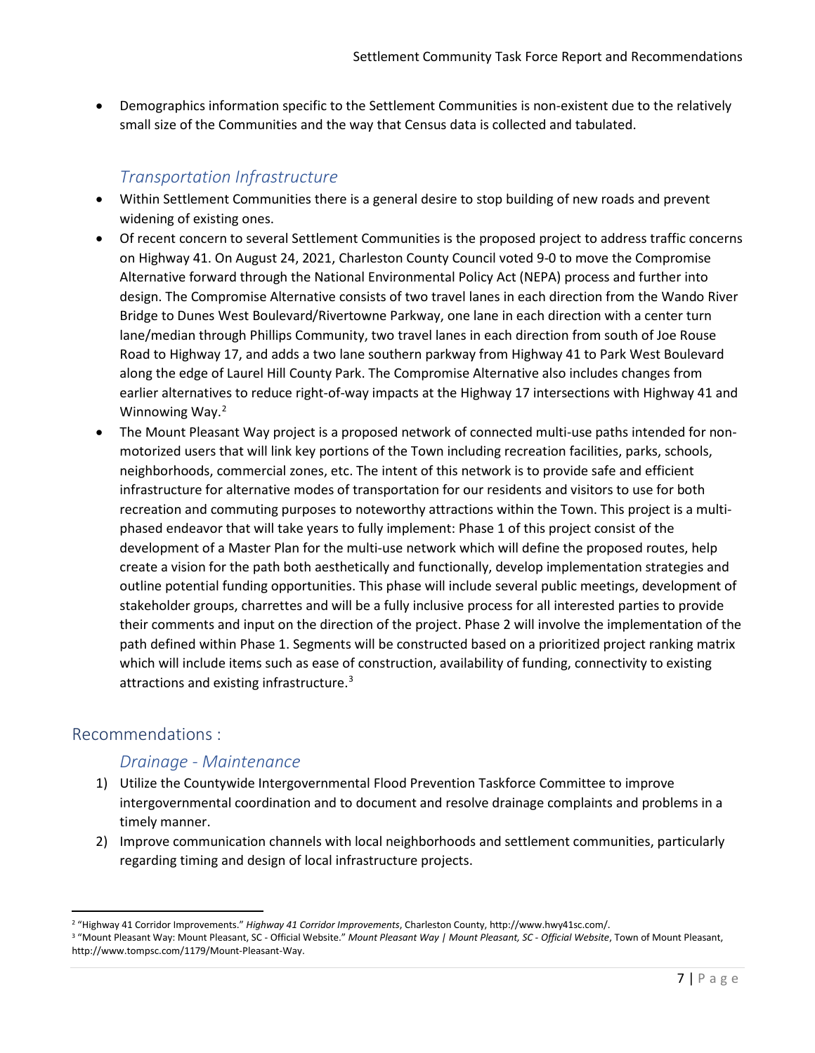- Demographics information specific to the Settlement Communities is non-existent due to the relatively small size of the Communities and the way that Census data is collected and tabulated.

### *Transportation Infrastructure*

- Within Settlement Communities there is a general desire to stop building of new roads and prevent widening of existing ones.
- Of recent concern to several Settlement Communities is the proposed project to address traffic concerns on Highway 41. On August 24, 2021, Charleston County Council voted 9-0 to move the Compromise Alternative forward through the National Environmental Policy Act (NEPA) process and further into design. The Compromise Alternative consists of two travel lanes in each direction from the Wando River Bridge to Dunes West Boulevard/Rivertowne Parkway, one lane in each direction with a center turn lane/median through Phillips Community, two travel lanes in each direction from south of Joe Rouse Road to Highway 17, and adds a two lane southern parkway from Highway 41 to Park West Boulevard along the edge of Laurel Hill County Park. The Compromise Alternative also includes changes from earlier alternatives to reduce right-of-way impacts at the Highway 17 intersections with Highway 41 and Winnowing Way.[2]
- The Mount Pleasant Way project is a proposed network of connected multi-use paths intended for non-motorized users that will link key portions of the Town including recreation facilities, parks, schools, neighborhoods, commercial zones, etc. The intent of this network is to provide safe and efficient infrastructure for alternative modes of transportation for our residents and visitors to use for both recreation and commuting purposes to noteworthy attractions within the Town. This project is a multi-phased endeavor that will take years to fully implement: Phase 1 of this project consist of the development of a Master Plan for the multi-use network which will define the proposed routes, help create a vision for the path both aesthetically and functionally, develop implementation strategies and outline potential funding opportunities. This phase will include several public meetings, development of stakeholder groups, charrettes and will be a fully inclusive process for all interested parties to provide their comments and input on the direction of the project. Phase 2 will involve the implementation of the path defined within Phase 1. Segments will be constructed based on a prioritized project ranking matrix which will include items such as ease of construction, availability of funding, connectivity to existing attractions and existing infrastructure.[3]

## Recommendations :

### *Drainage - Maintenance*

1) Utilize the Countywide Intergovernmental Flood Prevention Taskforce Committee to improve intergovernmental coordination and to document and resolve drainage complaints and problems in a timely manner.
2) Improve communication channels with local neighborhoods and settlement communities, particularly regarding timing and design of local infrastructure projects.

---

[2] "Highway 41 Corridor Improvements." *Highway 41 Corridor Improvements*, Charleston County, http://www.hwy41sc.com/.

[3] "Mount Pleasant Way: Mount Pleasant, SC - Official Website." *Mount Pleasant Way | Mount Pleasant, SC - Official Website*, Town of Mount Pleasant, http://www.tompsc.com/1179/Mount-Pleasant-Way.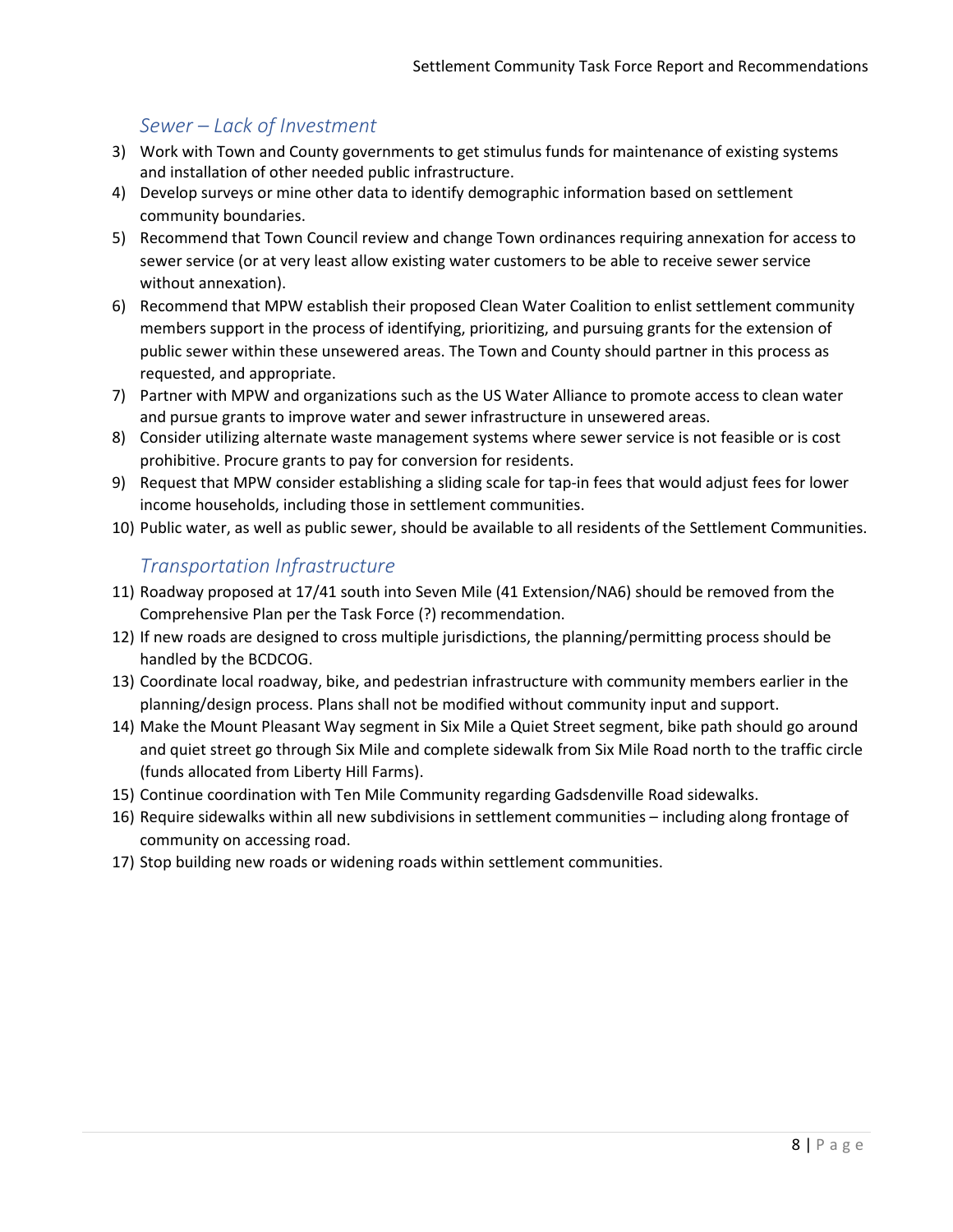### *Sewer – Lack of Investment*

3) Work with Town and County governments to get stimulus funds for maintenance of existing systems and installation of other needed public infrastructure.
4) Develop surveys or mine other data to identify demographic information based on settlement community boundaries.
5) Recommend that Town Council review and change Town ordinances requiring annexation for access to sewer service (or at very least allow existing water customers to be able to receive sewer service without annexation).
6) Recommend that MPW establish their proposed Clean Water Coalition to enlist settlement community members support in the process of identifying, prioritizing, and pursuing grants for the extension of public sewer within these unsewered areas. The Town and County should partner in this process as requested, and appropriate.
7) Partner with MPW and organizations such as the US Water Alliance to promote access to clean water and pursue grants to improve water and sewer infrastructure in unsewered areas.
8) Consider utilizing alternate waste management systems where sewer service is not feasible or is cost prohibitive. Procure grants to pay for conversion for residents.
9) Request that MPW consider establishing a sliding scale for tap-in fees that would adjust fees for lower income households, including those in settlement communities.
10) Public water, as well as public sewer, should be available to all residents of the Settlement Communities.

### *Transportation Infrastructure*

11) Roadway proposed at 17/41 south into Seven Mile (41 Extension/NA6) should be removed from the Comprehensive Plan per the Task Force (?) recommendation.
12) If new roads are designed to cross multiple jurisdictions, the planning/permitting process should be handled by the BCDCOG.
13) Coordinate local roadway, bike, and pedestrian infrastructure with community members earlier in the planning/design process. Plans shall not be modified without community input and support.
14) Make the Mount Pleasant Way segment in Six Mile a Quiet Street segment, bike path should go around and quiet street go through Six Mile and complete sidewalk from Six Mile Road north to the traffic circle (funds allocated from Liberty Hill Farms).
15) Continue coordination with Ten Mile Community regarding Gadsdenville Road sidewalks.
16) Require sidewalks within all new subdivisions in settlement communities – including along frontage of community on accessing road.
17) Stop building new roads or widening roads within settlement communities.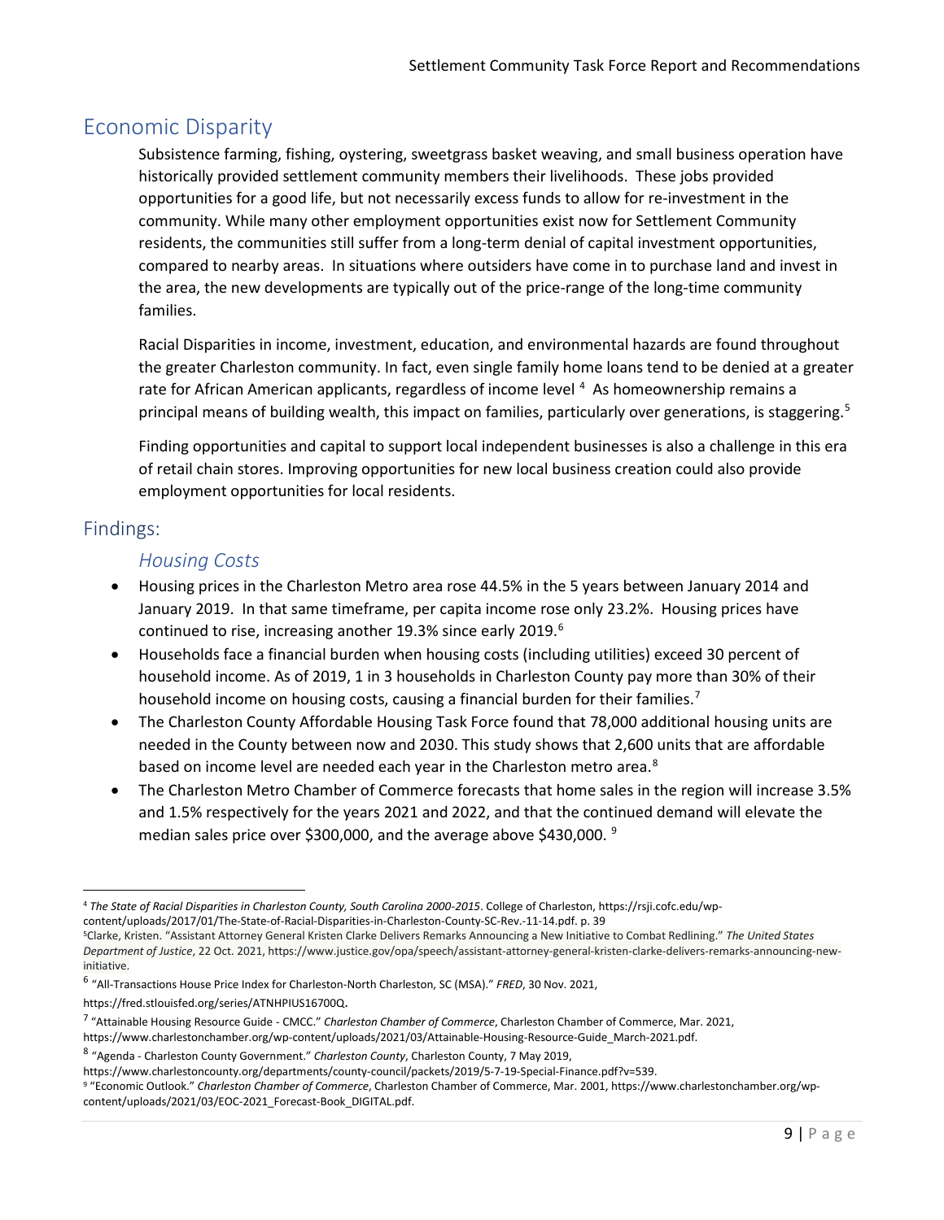## Economic Disparity

Subsistence farming, fishing, oystering, sweetgrass basket weaving, and small business operation have historically provided settlement community members their livelihoods. These jobs provided opportunities for a good life, but not necessarily excess funds to allow for re-investment in the community. While many other employment opportunities exist now for Settlement Community residents, the communities still suffer from a long-term denial of capital investment opportunities, compared to nearby areas. In situations where outsiders have come in to purchase land and invest in the area, the new developments are typically out of the price-range of the long-time community families.

Racial Disparities in income, investment, education, and environmental hazards are found throughout the greater Charleston community. In fact, even single family home loans tend to be denied at a greater rate for African American applicants, regardless of income level [4] As homeownership remains a principal means of building wealth, this impact on families, particularly over generations, is staggering.[5]

Finding opportunities and capital to support local independent businesses is also a challenge in this era of retail chain stores. Improving opportunities for new local business creation could also provide employment opportunities for local residents.

## Findings:

### *Housing Costs*

- Housing prices in the Charleston Metro area rose 44.5% in the 5 years between January 2014 and January 2019. In that same timeframe, per capita income rose only 23.2%. Housing prices have continued to rise, increasing another 19.3% since early 2019.[6]
- Households face a financial burden when housing costs (including utilities) exceed 30 percent of household income. As of 2019, 1 in 3 households in Charleston County pay more than 30% of their household income on housing costs, causing a financial burden for their families.[7]
- The Charleston County Affordable Housing Task Force found that 78,000 additional housing units are needed in the County between now and 2030. This study shows that 2,600 units that are affordable based on income level are needed each year in the Charleston metro area.[8]
- The Charleston Metro Chamber of Commerce forecasts that home sales in the region will increase 3.5% and 1.5% respectively for the years 2021 and 2022, and that the continued demand will elevate the median sales price over $300,000, and the average above $430,000. [9]

---

[4] *The State of Racial Disparities in Charleston County, South Carolina 2000-2015*. College of Charleston, https://rsji.cofc.edu/wp-content/uploads/2017/01/The-State-of-Racial-Disparities-in-Charleston-County-SC-Rev.-11-14.pdf. p. 39

[5] Clarke, Kristen. "Assistant Attorney General Kristen Clarke Delivers Remarks Announcing a New Initiative to Combat Redlining." *The United States Department of Justice*, 22 Oct. 2021, https://www.justice.gov/opa/speech/assistant-attorney-general-kristen-clarke-delivers-remarks-announcing-new-initiative.

[6] "All-Transactions House Price Index for Charleston-North Charleston, SC (MSA)." *FRED*, 30 Nov. 2021, https://fred.stlouisfed.org/series/ATNHPIUS16700Q.

[7] "Attainable Housing Resource Guide - CMCC." *Charleston Chamber of Commerce*, Charleston Chamber of Commerce, Mar. 2021, https://www.charlestonchamber.org/wp-content/uploads/2021/03/Attainable-Housing-Resource-Guide_March-2021.pdf.

[8] "Agenda - Charleston County Government." *Charleston County*, Charleston County, 7 May 2019, https://www.charlestoncounty.org/departments/county-council/packets/2019/5-7-19-Special-Finance.pdf?v=539.

[9] "Economic Outlook." *Charleston Chamber of Commerce*, Charleston Chamber of Commerce, Mar. 2001, https://www.charlestonchamber.org/wp-content/uploads/2021/03/EOC-2021_Forecast-Book_DIGITAL.pdf.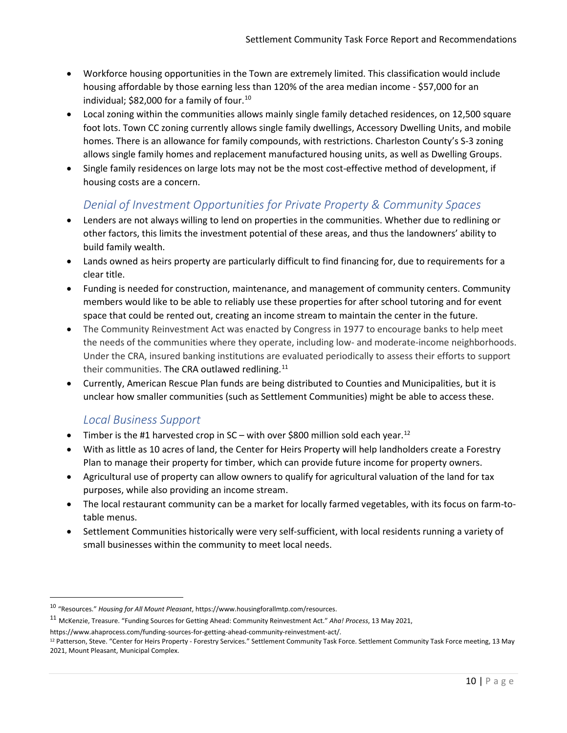- Workforce housing opportunities in the Town are extremely limited. This classification would include housing affordable by those earning less than 120% of the area median income - $57,000 for an individual; $82,000 for a family of four.[10]
- Local zoning within the communities allows mainly single family detached residences, on 12,500 square foot lots. Town CC zoning currently allows single family dwellings, Accessory Dwelling Units, and mobile homes. There is an allowance for family compounds, with restrictions. Charleston County's S-3 zoning allows single family homes and replacement manufactured housing units, as well as Dwelling Groups.
- Single family residences on large lots may not be the most cost-effective method of development, if housing costs are a concern.

### *Denial of Investment Opportunities for Private Property & Community Spaces*

- Lenders are not always willing to lend on properties in the communities. Whether due to redlining or other factors, this limits the investment potential of these areas, and thus the landowners' ability to build family wealth.
- Lands owned as heirs property are particularly difficult to find financing for, due to requirements for a clear title.
- Funding is needed for construction, maintenance, and management of community centers. Community members would like to be able to reliably use these properties for after school tutoring and for event space that could be rented out, creating an income stream to maintain the center in the future.
- The Community Reinvestment Act was enacted by Congress in 1977 to encourage banks to help meet the needs of the communities where they operate, including low- and moderate-income neighborhoods. Under the CRA, insured banking institutions are evaluated periodically to assess their efforts to support their communities. The CRA outlawed redlining.[11]
- Currently, American Rescue Plan funds are being distributed to Counties and Municipalities, but it is unclear how smaller communities (such as Settlement Communities) might be able to access these.

### *Local Business Support*

- Timber is the #1 harvested crop in SC – with over $800 million sold each year.[12]
- With as little as 10 acres of land, the Center for Heirs Property will help landholders create a Forestry Plan to manage their property for timber, which can provide future income for property owners.
- Agricultural use of property can allow owners to qualify for agricultural valuation of the land for tax purposes, while also providing an income stream.
- The local restaurant community can be a market for locally farmed vegetables, with its focus on farm-to-table menus.
- Settlement Communities historically were very self-sufficient, with local residents running a variety of small businesses within the community to meet local needs.

---

[10] "Resources." *Housing for All Mount Pleasant*, https://www.housingforallmtp.com/resources.

[11] McKenzie, Treasure. "Funding Sources for Getting Ahead: Community Reinvestment Act." *Aha! Process*, 13 May 2021, https://www.ahaprocess.com/funding-sources-for-getting-ahead-community-reinvestment-act/.

[12] Patterson, Steve. "Center for Heirs Property - Forestry Services." Settlement Community Task Force. Settlement Community Task Force meeting, 13 May 2021, Mount Pleasant, Municipal Complex.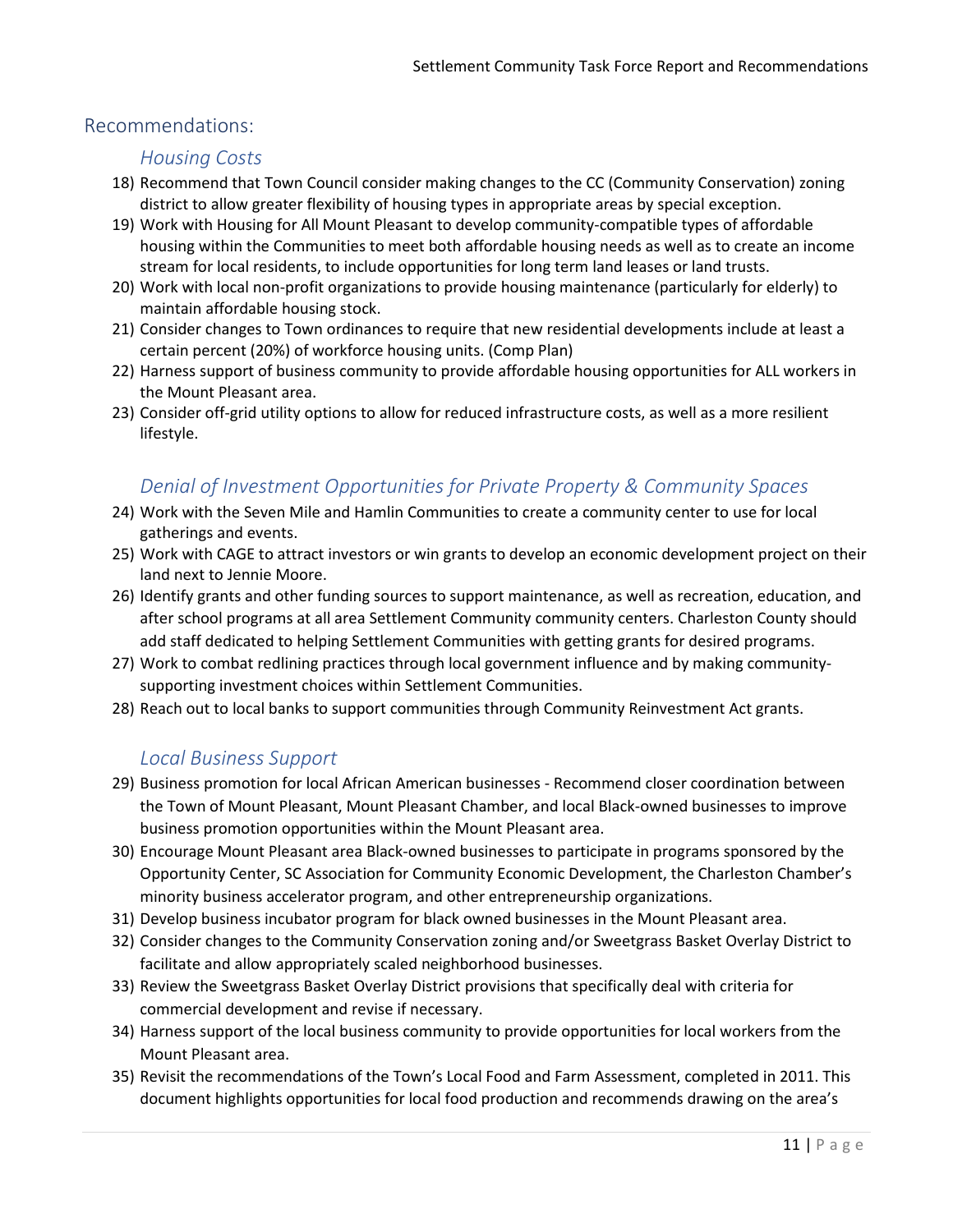## Recommendations:

### *Housing Costs*

18) Recommend that Town Council consider making changes to the CC (Community Conservation) zoning district to allow greater flexibility of housing types in appropriate areas by special exception.
19) Work with Housing for All Mount Pleasant to develop community-compatible types of affordable housing within the Communities to meet both affordable housing needs as well as to create an income stream for local residents, to include opportunities for long term land leases or land trusts.
20) Work with local non-profit organizations to provide housing maintenance (particularly for elderly) to maintain affordable housing stock.
21) Consider changes to Town ordinances to require that new residential developments include at least a certain percent (20%) of workforce housing units. (Comp Plan)
22) Harness support of business community to provide affordable housing opportunities for ALL workers in the Mount Pleasant area.
23) Consider off-grid utility options to allow for reduced infrastructure costs, as well as a more resilient lifestyle.

### *Denial of Investment Opportunities for Private Property & Community Spaces*

24) Work with the Seven Mile and Hamlin Communities to create a community center to use for local gatherings and events.
25) Work with CAGE to attract investors or win grants to develop an economic development project on their land next to Jennie Moore.
26) Identify grants and other funding sources to support maintenance, as well as recreation, education, and after school programs at all area Settlement Community community centers. Charleston County should add staff dedicated to helping Settlement Communities with getting grants for desired programs.
27) Work to combat redlining practices through local government influence and by making community-supporting investment choices within Settlement Communities.
28) Reach out to local banks to support communities through Community Reinvestment Act grants.

### *Local Business Support*

29) Business promotion for local African American businesses - Recommend closer coordination between the Town of Mount Pleasant, Mount Pleasant Chamber, and local Black-owned businesses to improve business promotion opportunities within the Mount Pleasant area.
30) Encourage Mount Pleasant area Black-owned businesses to participate in programs sponsored by the Opportunity Center, SC Association for Community Economic Development, the Charleston Chamber's minority business accelerator program, and other entrepreneurship organizations.
31) Develop business incubator program for black owned businesses in the Mount Pleasant area.
32) Consider changes to the Community Conservation zoning and/or Sweetgrass Basket Overlay District to facilitate and allow appropriately scaled neighborhood businesses.
33) Review the Sweetgrass Basket Overlay District provisions that specifically deal with criteria for commercial development and revise if necessary.
34) Harness support of the local business community to provide opportunities for local workers from the Mount Pleasant area.
35) Revisit the recommendations of the Town's Local Food and Farm Assessment, completed in 2011. This document highlights opportunities for local food production and recommends drawing on the area's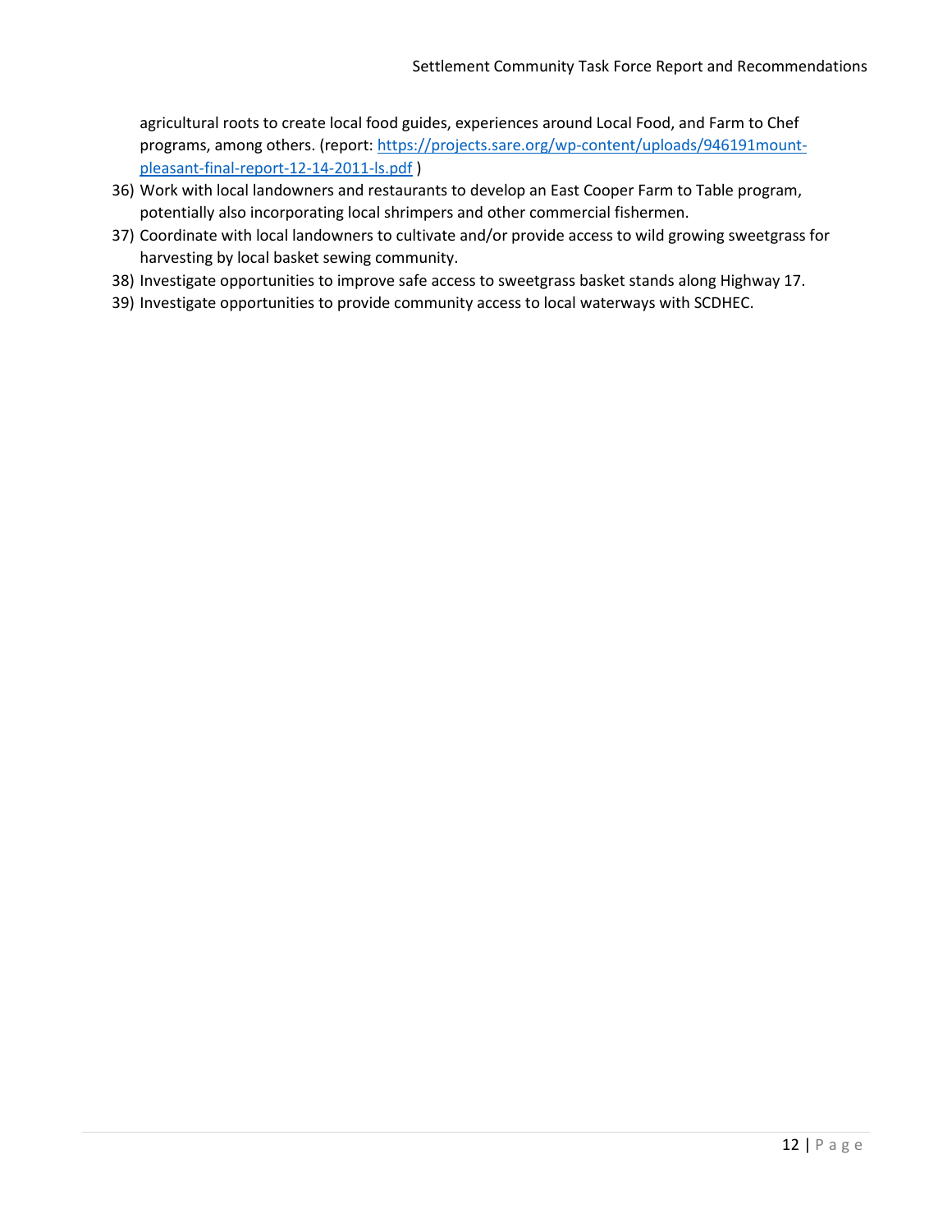agricultural roots to create local food guides, experiences around Local Food, and Farm to Chef programs, among others. (report: [https://projects.sare.org/wp-content/uploads/946191mount-pleasant-final-report-12-14-2011-ls.pdf](https://projects.sare.org/wp-content/uploads/946191mount-pleasant-final-report-12-14-2011-ls.pdf) )

36) Work with local landowners and restaurants to develop an East Cooper Farm to Table program, potentially also incorporating local shrimpers and other commercial fishermen.
37) Coordinate with local landowners to cultivate and/or provide access to wild growing sweetgrass for harvesting by local basket sewing community.
38) Investigate opportunities to improve safe access to sweetgrass basket stands along Highway 17.
39) Investigate opportunities to provide community access to local waterways with SCDHEC.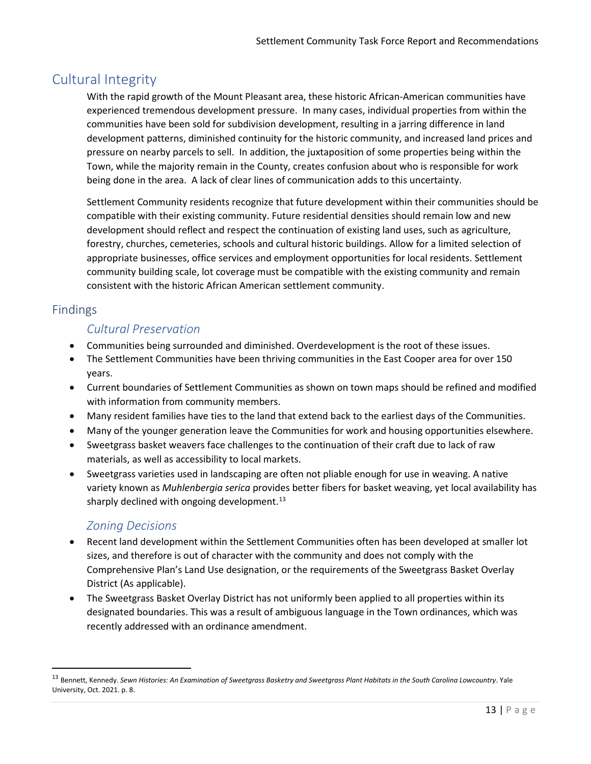## Cultural Integrity

With the rapid growth of the Mount Pleasant area, these historic African-American communities have experienced tremendous development pressure. In many cases, individual properties from within the communities have been sold for subdivision development, resulting in a jarring difference in land development patterns, diminished continuity for the historic community, and increased land prices and pressure on nearby parcels to sell. In addition, the juxtaposition of some properties being within the Town, while the majority remain in the County, creates confusion about who is responsible for work being done in the area. A lack of clear lines of communication adds to this uncertainty.

Settlement Community residents recognize that future development within their communities should be compatible with their existing community. Future residential densities should remain low and new development should reflect and respect the continuation of existing land uses, such as agriculture, forestry, churches, cemeteries, schools and cultural historic buildings. Allow for a limited selection of appropriate businesses, office services and employment opportunities for local residents. Settlement community building scale, lot coverage must be compatible with the existing community and remain consistent with the historic African American settlement community.

## Findings

### *Cultural Preservation*

- Communities being surrounded and diminished. Overdevelopment is the root of these issues.
- The Settlement Communities have been thriving communities in the East Cooper area for over 150 years.
- Current boundaries of Settlement Communities as shown on town maps should be refined and modified with information from community members.
- Many resident families have ties to the land that extend back to the earliest days of the Communities.
- Many of the younger generation leave the Communities for work and housing opportunities elsewhere.
- Sweetgrass basket weavers face challenges to the continuation of their craft due to lack of raw materials, as well as accessibility to local markets.
- Sweetgrass varieties used in landscaping are often not pliable enough for use in weaving. A native variety known as *Muhlenbergia serica* provides better fibers for basket weaving, yet local availability has sharply declined with ongoing development.[13]

### *Zoning Decisions*

- Recent land development within the Settlement Communities often has been developed at smaller lot sizes, and therefore is out of character with the community and does not comply with the Comprehensive Plan's Land Use designation, or the requirements of the Sweetgrass Basket Overlay District (As applicable).
- The Sweetgrass Basket Overlay District has not uniformly been applied to all properties within its designated boundaries. This was a result of ambiguous language in the Town ordinances, which was recently addressed with an ordinance amendment.

---

[13] Bennett, Kennedy. *Sewn Histories: An Examination of Sweetgrass Basketry and Sweetgrass Plant Habitats in the South Carolina Lowcountry*. Yale University, Oct. 2021. p. 8.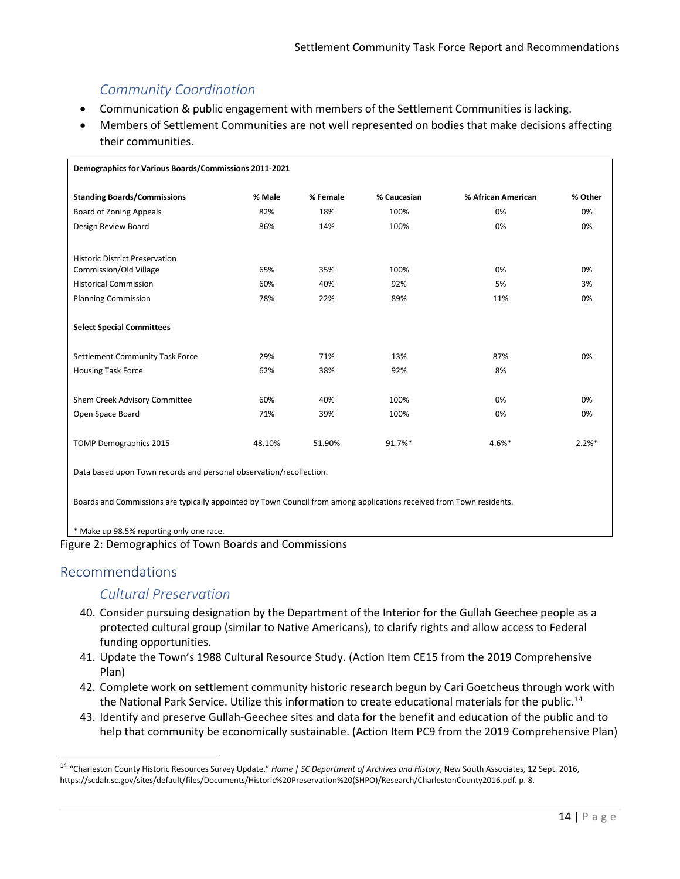### *Community Coordination*

- Communication & public engagement with members of the Settlement Communities is lacking.
- Members of Settlement Communities are not well represented on bodies that make decisions affecting their communities.

**Demographics for Various Boards/Commissions 2011-2021**

| **Standing Boards/Commissions** | **% Male** | **% Female** | **% Caucasian** | **% African American** | **% Other** |
|---|---|---|---|---|---|
| Board of Zoning Appeals | 82% | 18% | 100% | 0% | 0% |
| Design Review Board | 86% | 14% | 100% | 0% | 0% |
| Historic District Preservation Commission/Old Village | 65% | 35% | 100% | 0% | 0% |
| Historical Commission | 60% | 40% | 92% | 5% | 3% |
| Planning Commission | 78% | 22% | 89% | 11% | 0% |
| **Select Special Committees** | | | | | |
| Settlement Community Task Force | 29% | 71% | 13% | 87% | 0% |
| Housing Task Force | 62% | 38% | 92% | 8% | |
| Shem Creek Advisory Committee | 60% | 40% | 100% | 0% | 0% |
| Open Space Board | 71% | 39% | 100% | 0% | 0% |
| TOMP Demographics 2015 | 48.10% | 51.90% | 91.7%* | 4.6%* | 2.2%* |

Data based upon Town records and personal observation/recollection.

Boards and Commissions are typically appointed by Town Council from among applications received from Town residents.

* Make up 98.5% reporting only one race.

Figure 2: Demographics of Town Boards and Commissions

## Recommendations

### *Cultural Preservation*

40. Consider pursuing designation by the Department of the Interior for the Gullah Geechee people as a protected cultural group (similar to Native Americans), to clarify rights and allow access to Federal funding opportunities.
41. Update the Town's 1988 Cultural Resource Study. (Action Item CE15 from the 2019 Comprehensive Plan)
42. Complete work on settlement community historic research begun by Cari Goetcheus through work with the National Park Service. Utilize this information to create educational materials for the public.[14]
43. Identify and preserve Gullah-Geechee sites and data for the benefit and education of the public and to help that community be economically sustainable. (Action Item PC9 from the 2019 Comprehensive Plan)

[14] "Charleston County Historic Resources Survey Update." *Home | SC Department of Archives and History*, New South Associates, 12 Sept. 2016, https://scdah.sc.gov/sites/default/files/Documents/Historic%20Preservation%20(SHPO)/Research/CharlestonCounty2016.pdf. p. 8.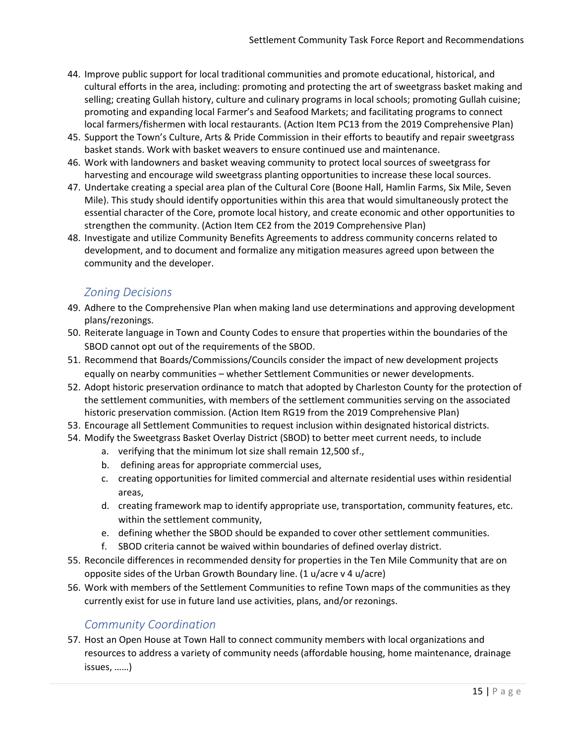44. Improve public support for local traditional communities and promote educational, historical, and cultural efforts in the area, including: promoting and protecting the art of sweetgrass basket making and selling; creating Gullah history, culture and culinary programs in local schools; promoting Gullah cuisine; promoting and expanding local Farmer's and Seafood Markets; and facilitating programs to connect local farmers/fishermen with local restaurants. (Action Item PC13 from the 2019 Comprehensive Plan)
45. Support the Town's Culture, Arts & Pride Commission in their efforts to beautify and repair sweetgrass basket stands. Work with basket weavers to ensure continued use and maintenance.
46. Work with landowners and basket weaving community to protect local sources of sweetgrass for harvesting and encourage wild sweetgrass planting opportunities to increase these local sources.
47. Undertake creating a special area plan of the Cultural Core (Boone Hall, Hamlin Farms, Six Mile, Seven Mile). This study should identify opportunities within this area that would simultaneously protect the essential character of the Core, promote local history, and create economic and other opportunities to strengthen the community. (Action Item CE2 from the 2019 Comprehensive Plan)
48. Investigate and utilize Community Benefits Agreements to address community concerns related to development, and to document and formalize any mitigation measures agreed upon between the community and the developer.

### *Zoning Decisions*

49. Adhere to the Comprehensive Plan when making land use determinations and approving development plans/rezonings.
50. Reiterate language in Town and County Codes to ensure that properties within the boundaries of the SBOD cannot opt out of the requirements of the SBOD.
51. Recommend that Boards/Commissions/Councils consider the impact of new development projects equally on nearby communities – whether Settlement Communities or newer developments.
52. Adopt historic preservation ordinance to match that adopted by Charleston County for the protection of the settlement communities, with members of the settlement communities serving on the associated historic preservation commission. (Action Item RG19 from the 2019 Comprehensive Plan)
53. Encourage all Settlement Communities to request inclusion within designated historical districts.
54. Modify the Sweetgrass Basket Overlay District (SBOD) to better meet current needs, to include
    a. verifying that the minimum lot size shall remain 12,500 sf.,
    b. defining areas for appropriate commercial uses,
    c. creating opportunities for limited commercial and alternate residential uses within residential areas,
    d. creating framework map to identify appropriate use, transportation, community features, etc. within the settlement community,
    e. defining whether the SBOD should be expanded to cover other settlement communities.
    f. SBOD criteria cannot be waived within boundaries of defined overlay district.
55. Reconcile differences in recommended density for properties in the Ten Mile Community that are on opposite sides of the Urban Growth Boundary line. (1 u/acre v 4 u/acre)
56. Work with members of the Settlement Communities to refine Town maps of the communities as they currently exist for use in future land use activities, plans, and/or rezonings.

### *Community Coordination*

57. Host an Open House at Town Hall to connect community members with local organizations and resources to address a variety of community needs (affordable housing, home maintenance, drainage issues, ……)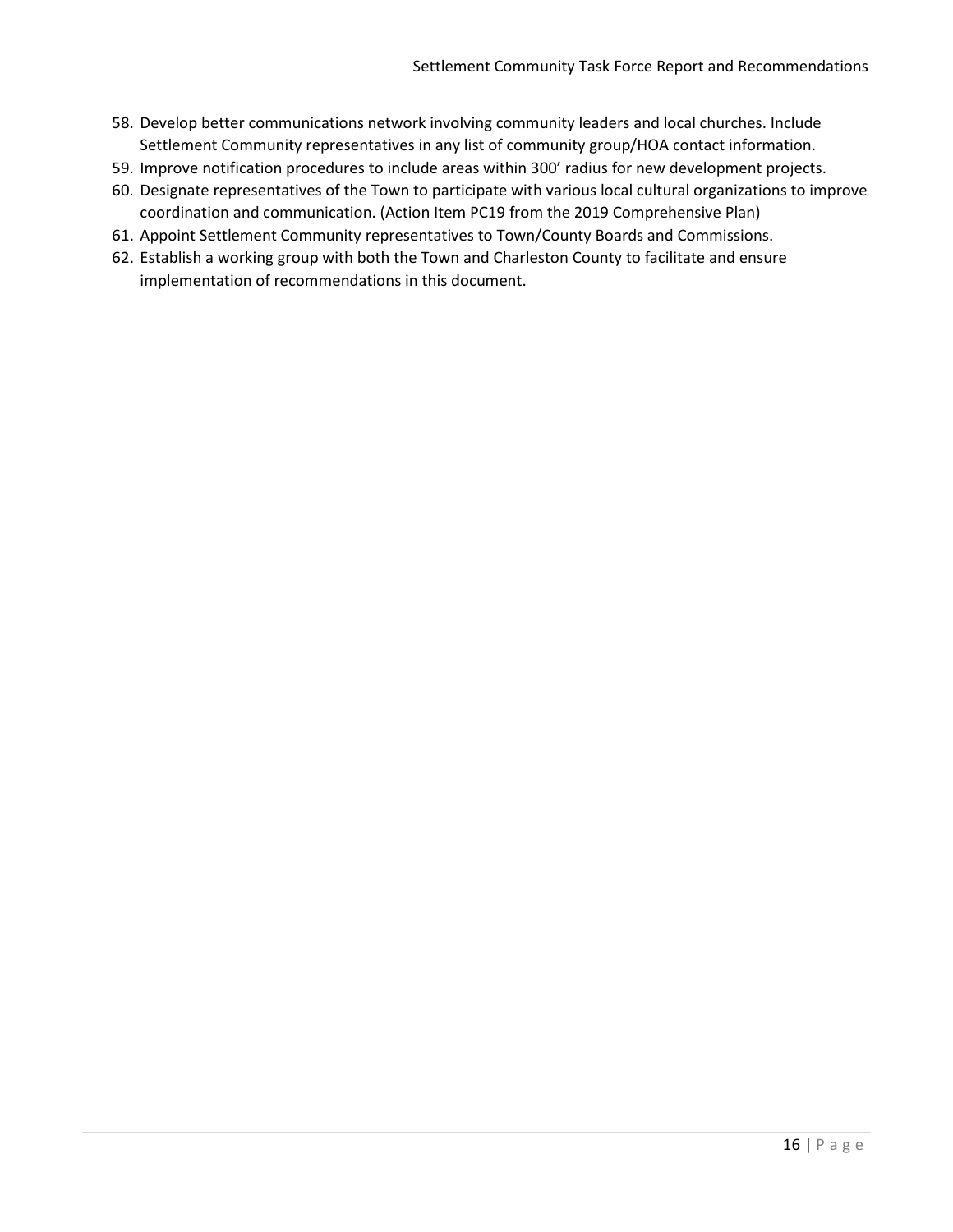58. Develop better communications network involving community leaders and local churches. Include Settlement Community representatives in any list of community group/HOA contact information.
59. Improve notification procedures to include areas within 300' radius for new development projects.
60. Designate representatives of the Town to participate with various local cultural organizations to improve coordination and communication. (Action Item PC19 from the 2019 Comprehensive Plan)
61. Appoint Settlement Community representatives to Town/County Boards and Commissions.
62. Establish a working group with both the Town and Charleston County to facilitate and ensure implementation of recommendations in this document.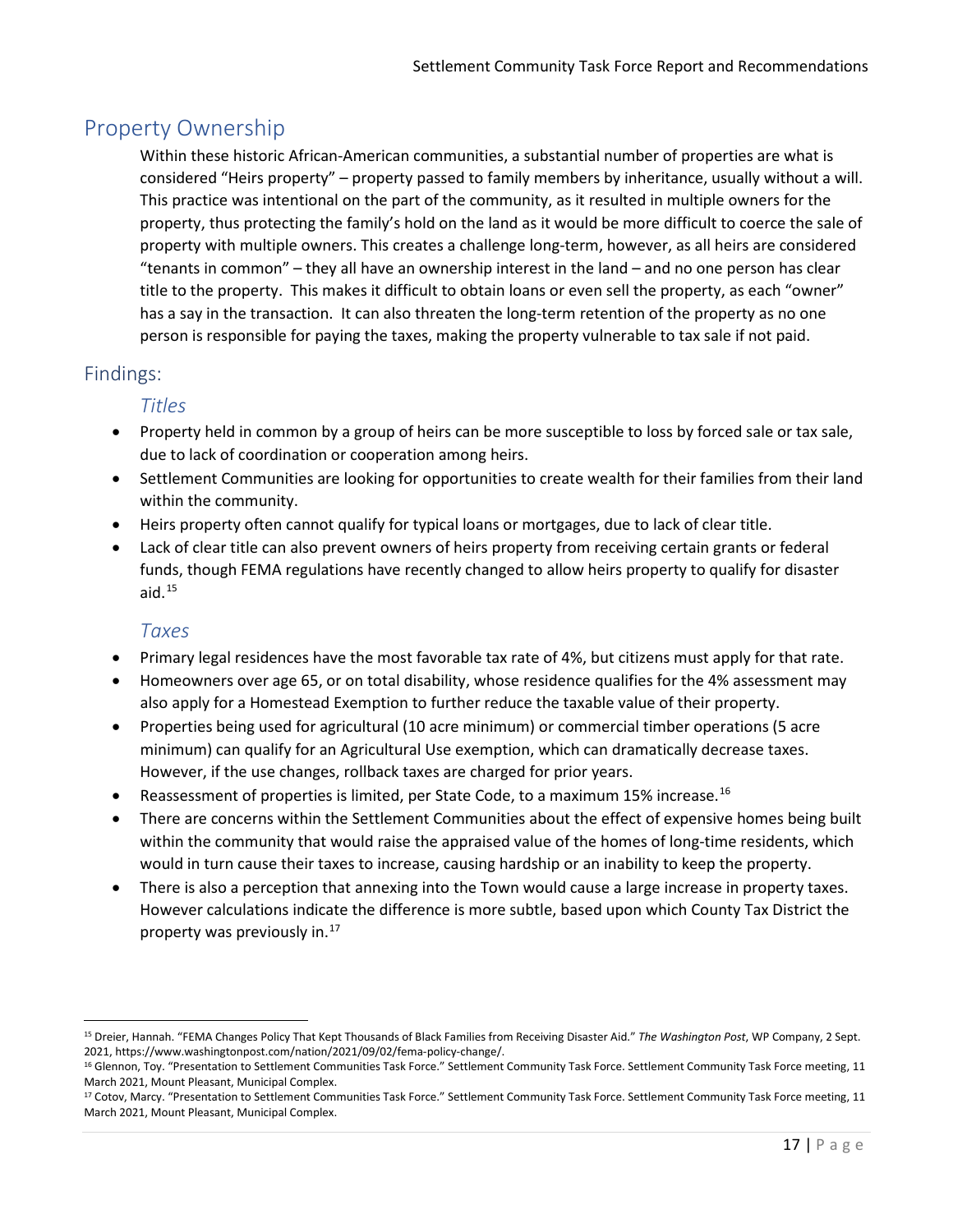## Property Ownership

Within these historic African-American communities, a substantial number of properties are what is considered "Heirs property" – property passed to family members by inheritance, usually without a will. This practice was intentional on the part of the community, as it resulted in multiple owners for the property, thus protecting the family's hold on the land as it would be more difficult to coerce the sale of property with multiple owners. This creates a challenge long-term, however, as all heirs are considered "tenants in common" – they all have an ownership interest in the land – and no one person has clear title to the property. This makes it difficult to obtain loans or even sell the property, as each "owner" has a say in the transaction. It can also threaten the long-term retention of the property as no one person is responsible for paying the taxes, making the property vulnerable to tax sale if not paid.

## Findings:

### *Titles*

- Property held in common by a group of heirs can be more susceptible to loss by forced sale or tax sale, due to lack of coordination or cooperation among heirs.
- Settlement Communities are looking for opportunities to create wealth for their families from their land within the community.
- Heirs property often cannot qualify for typical loans or mortgages, due to lack of clear title.
- Lack of clear title can also prevent owners of heirs property from receiving certain grants or federal funds, though FEMA regulations have recently changed to allow heirs property to qualify for disaster aid.[15]

### *Taxes*

- Primary legal residences have the most favorable tax rate of 4%, but citizens must apply for that rate.
- Homeowners over age 65, or on total disability, whose residence qualifies for the 4% assessment may also apply for a Homestead Exemption to further reduce the taxable value of their property.
- Properties being used for agricultural (10 acre minimum) or commercial timber operations (5 acre minimum) can qualify for an Agricultural Use exemption, which can dramatically decrease taxes. However, if the use changes, rollback taxes are charged for prior years.
- Reassessment of properties is limited, per State Code, to a maximum 15% increase.[16]
- There are concerns within the Settlement Communities about the effect of expensive homes being built within the community that would raise the appraised value of the homes of long-time residents, which would in turn cause their taxes to increase, causing hardship or an inability to keep the property.
- There is also a perception that annexing into the Town would cause a large increase in property taxes. However calculations indicate the difference is more subtle, based upon which County Tax District the property was previously in.[17]

---

[15] Dreier, Hannah. "FEMA Changes Policy That Kept Thousands of Black Families from Receiving Disaster Aid." *The Washington Post*, WP Company, 2 Sept. 2021, https://www.washingtonpost.com/nation/2021/09/02/fema-policy-change/.

[16] Glennon, Toy. "Presentation to Settlement Communities Task Force." Settlement Community Task Force. Settlement Community Task Force meeting, 11 March 2021, Mount Pleasant, Municipal Complex.

[17] Cotov, Marcy. "Presentation to Settlement Communities Task Force." Settlement Community Task Force. Settlement Community Task Force meeting, 11 March 2021, Mount Pleasant, Municipal Complex.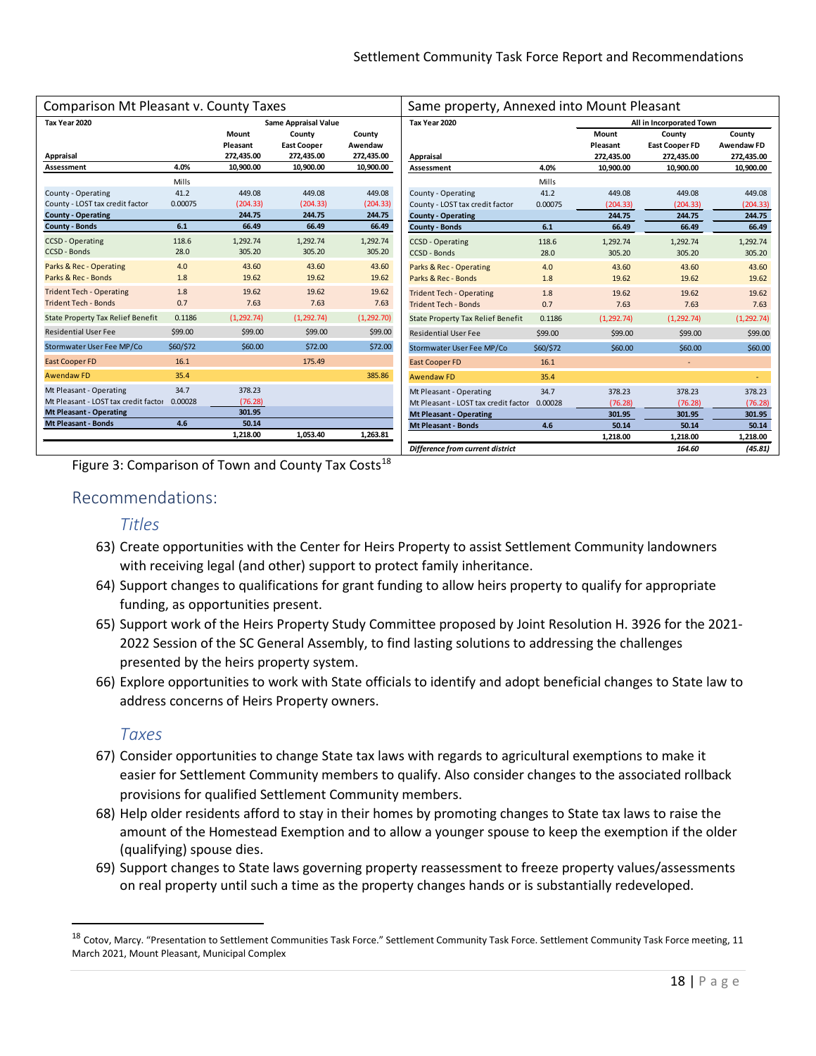**Comparison Mt Pleasant v. County Taxes**

| Tax Year 2020 | | Same Appraisal Value | | |
|---|---|---|---|---|
| | | Mount Pleasant | County East Cooper | County Awendaw |
| Appraisal | | 272,435.00 | 272,435.00 | 272,435.00 |
| Assessment | 4.0% | 10,900.00 | 10,900.00 | 10,900.00 |
| | Mills | | | |
| County - Operating | 41.2 | 449.08 | 449.08 | 449.08 |
| County - LOST tax credit factor | 0.00075 | (204.33) | (204.33) | (204.33) |
| **County - Operating** | | **244.75** | **244.75** | **244.75** |
| **County - Bonds** | **6.1** | **66.49** | **66.49** | **66.49** |
| CCSD - Operating | 118.6 | 1,292.74 | 1,292.74 | 1,292.74 |
| CCSD - Bonds | 28.0 | 305.20 | 305.20 | 305.20 |
| Parks & Rec - Operating | 4.0 | 43.60 | 43.60 | 43.60 |
| Parks & Rec - Bonds | 1.8 | 19.62 | 19.62 | 19.62 |
| Trident Tech - Operating | 1.8 | 19.62 | 19.62 | 19.62 |
| Trident Tech - Bonds | 0.7 | 7.63 | 7.63 | 7.63 |
| State Property Tax Relief Benefit | 0.1186 | (1,292.74) | (1,292.74) | (1,292.70) |
| Residential User Fee | $99.00 | $99.00 | $99.00 | $99.00 |
| Stormwater User Fee MP/Co | $60/$72 | $60.00 | $72.00 | $72.00 |
| East Cooper FD | 16.1 | | 175.49 | |
| Awendaw FD | 35.4 | | | 385.86 |
| Mt Pleasant - Operating | 34.7 | 378.23 | | |
| Mt Pleasant - LOST tax credit factor | 0.00028 | (76.28) | | |
| **Mt Pleasant - Operating** | | **301.95** | | |
| **Mt Pleasant - Bonds** | **4.6** | **50.14** | | |
| | | **1,218.00** | **1,053.40** | **1,263.81** |

**Same property, Annexed into Mount Pleasant**

| Tax Year 2020 | | All in Incorporated Town | | |
|---|---|---|---|---|
| | | Mount Pleasant | County East Cooper FD | County Awendaw FD |
| Appraisal | | 272,435.00 | 272,435.00 | 272,435.00 |
| Assessment | 4.0% | 10,900.00 | 10,900.00 | 10,900.00 |
| | Mills | | | |
| County - Operating | 41.2 | 449.08 | 449.08 | 449.08 |
| County - LOST tax credit factor | 0.00075 | (204.33) | (204.33) | (204.33) |
| **County - Operating** | | **244.75** | **244.75** | **244.75** |
| **County - Bonds** | **6.1** | **66.49** | **66.49** | **66.49** |
| CCSD - Operating | 118.6 | 1,292.74 | 1,292.74 | 1,292.74 |
| CCSD - Bonds | 28.0 | 305.20 | 305.20 | 305.20 |
| Parks & Rec - Operating | 4.0 | 43.60 | 43.60 | 43.60 |
| Parks & Rec - Bonds | 1.8 | 19.62 | 19.62 | 19.62 |
| Trident Tech - Operating | 1.8 | 19.62 | 19.62 | 19.62 |
| Trident Tech - Bonds | 0.7 | 7.63 | 7.63 | 7.63 |
| State Property Tax Relief Benefit | 0.1186 | (1,292.74) | (1,292.74) | (1,292.74) |
| Residential User Fee | $99.00 | $99.00 | $99.00 | $99.00 |
| Stormwater User Fee MP/Co | $60/$72 | $60.00 | $60.00 | $60.00 |
| East Cooper FD | 16.1 | | - | |
| Awendaw FD | 35.4 | | | - |
| Mt Pleasant - Operating | 34.7 | 378.23 | 378.23 | 378.23 |
| Mt Pleasant - LOST tax credit factor | 0.00028 | (76.28) | (76.28) | (76.28) |
| **Mt Pleasant - Operating** | | **301.95** | **301.95** | **301.95** |
| **Mt Pleasant - Bonds** | **4.6** | **50.14** | **50.14** | **50.14** |
| | | **1,218.00** | **1,218.00** | **1,218.00** |
| ***Difference from current district*** | | | ***164.60*** | ***(45.81)*** |

Figure 3: Comparison of Town and County Tax Costs[18]

## Recommendations:

### *Titles*

63) Create opportunities with the Center for Heirs Property to assist Settlement Community landowners with receiving legal (and other) support to protect family inheritance.
64) Support changes to qualifications for grant funding to allow heirs property to qualify for appropriate funding, as opportunities present.
65) Support work of the Heirs Property Study Committee proposed by Joint Resolution H. 3926 for the 2021-2022 Session of the SC General Assembly, to find lasting solutions to addressing the challenges presented by the heirs property system.
66) Explore opportunities to work with State officials to identify and adopt beneficial changes to State law to address concerns of Heirs Property owners.

### *Taxes*

67) Consider opportunities to change State tax laws with regards to agricultural exemptions to make it easier for Settlement Community members to qualify. Also consider changes to the associated rollback provisions for qualified Settlement Community members.
68) Help older residents afford to stay in their homes by promoting changes to State tax laws to raise the amount of the Homestead Exemption and to allow a younger spouse to keep the exemption if the older (qualifying) spouse dies.
69) Support changes to State laws governing property reassessment to freeze property values/assessments on real property until such a time as the property changes hands or is substantially redeveloped.

[18] Cotov, Marcy. "Presentation to Settlement Communities Task Force." Settlement Community Task Force. Settlement Community Task Force meeting, 11 March 2021, Mount Pleasant, Municipal Complex